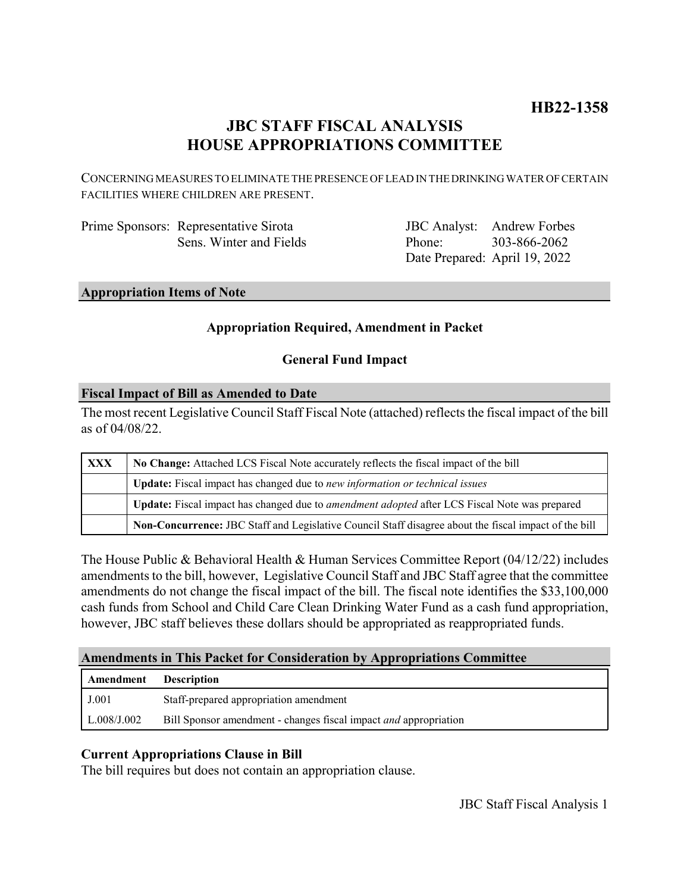**HB22-1358**

# JBC STAFF FISCAL ANALYSIS
# HOUSE APPROPRIATIONS COMMITTEE

CONCERNING MEASURES TO ELIMINATE THE PRESENCE OF LEAD IN THE DRINKING WATER OF CERTAIN FACILITIES WHERE CHILDREN ARE PRESENT.

Prime Sponsors: Representative Sirota
Sens. Winter and Fields

JBC Analyst: Andrew Forbes
Phone: 303-866-2062
Date Prepared: April 19, 2022

## Appropriation Items of Note

**Appropriation Required, Amendment in Packet**

**General Fund Impact**

## Fiscal Impact of Bill as Amended to Date

The most recent Legislative Council Staff Fiscal Note (attached) reflects the fiscal impact of the bill as of 04/08/22.

| | |
|---|---|
| **XXX** | **No Change:** Attached LCS Fiscal Note accurately reflects the fiscal impact of the bill |
| | **Update:** Fiscal impact has changed due to *new information or technical issues* |
| | **Update:** Fiscal impact has changed due to *amendment adopted* after LCS Fiscal Note was prepared |
| | **Non-Concurrence:** JBC Staff and Legislative Council Staff disagree about the fiscal impact of the bill |

The House Public & Behavioral Health & Human Services Committee Report (04/12/22) includes amendments to the bill, however, Legislative Council Staff and JBC Staff agree that the committee amendments do not change the fiscal impact of the bill. The fiscal note identifies the $33,100,000 cash funds from School and Child Care Clean Drinking Water Fund as a cash fund appropriation, however, JBC staff believes these dollars should be appropriated as reappropriated funds.

## Amendments in This Packet for Consideration by Appropriations Committee

| Amendment | Description |
|---|---|
| J.001 | Staff-prepared appropriation amendment |
| L.008/J.002 | Bill Sponsor amendment - changes fiscal impact *and* appropriation |

### Current Appropriations Clause in Bill

The bill requires but does not contain an appropriation clause.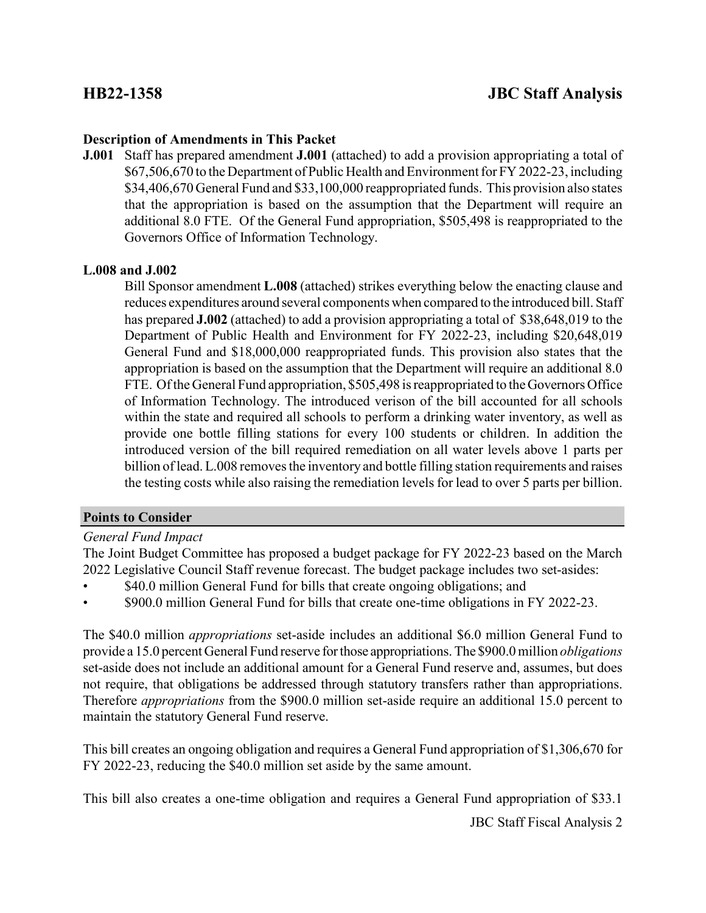**Description of Amendments in This Packet**

**J.001** Staff has prepared amendment **J.001** (attached) to add a provision appropriating a total of $67,506,670 to the Department of Public Health and Environment for FY 2022-23, including $34,406,670 General Fund and $33,100,000 reappropriated funds. This provision also states that the appropriation is based on the assumption that the Department will require an additional 8.0 FTE. Of the General Fund appropriation, $505,498 is reappropriated to the Governors Office of Information Technology.

**L.008 and J.002**

Bill Sponsor amendment **L.008** (attached) strikes everything below the enacting clause and reduces expenditures around several components when compared to the introduced bill. Staff has prepared **J.002** (attached) to add a provision appropriating a total of $38,648,019 to the Department of Public Health and Environment for FY 2022-23, including $20,648,019 General Fund and $18,000,000 reappropriated funds. This provision also states that the appropriation is based on the assumption that the Department will require an additional 8.0 FTE. Of the General Fund appropriation, $505,498 is reappropriated to the Governors Office of Information Technology. The introduced verison of the bill accounted for all schools within the state and required all schools to perform a drinking water inventory, as well as provide one bottle filling stations for every 100 students or children. In addition the introduced version of the bill required remediation on all water levels above 1 parts per billion of lead. L.008 removes the inventory and bottle filling station requirements and raises the testing costs while also raising the remediation levels for lead to over 5 parts per billion.

## Points to Consider

*General Fund Impact*

The Joint Budget Committee has proposed a budget package for FY 2022-23 based on the March 2022 Legislative Council Staff revenue forecast. The budget package includes two set-asides:

- $40.0 million General Fund for bills that create ongoing obligations; and
- $900.0 million General Fund for bills that create one-time obligations in FY 2022-23.

The $40.0 million *appropriations* set-aside includes an additional $6.0 million General Fund to provide a 15.0 percent General Fund reserve for those appropriations. The $900.0 million *obligations* set-aside does not include an additional amount for a General Fund reserve and, assumes, but does not require, that obligations be addressed through statutory transfers rather than appropriations. Therefore *appropriations* from the $900.0 million set-aside require an additional 15.0 percent to maintain the statutory General Fund reserve.

This bill creates an ongoing obligation and requires a General Fund appropriation of $1,306,670 for FY 2022-23, reducing the $40.0 million set aside by the same amount.

This bill also creates a one-time obligation and requires a General Fund appropriation of $33.1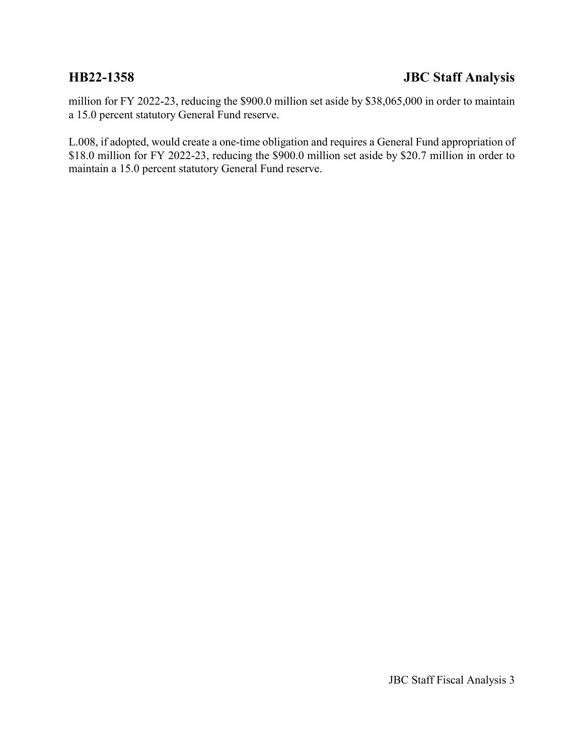million for FY 2022-23, reducing the $900.0 million set aside by $38,065,000 in order to maintain a 15.0 percent statutory General Fund reserve.

L.008, if adopted, would create a one-time obligation and requires a General Fund appropriation of $18.0 million for FY 2022-23, reducing the $900.0 million set aside by $20.7 million in order to maintain a 15.0 percent statutory General Fund reserve.